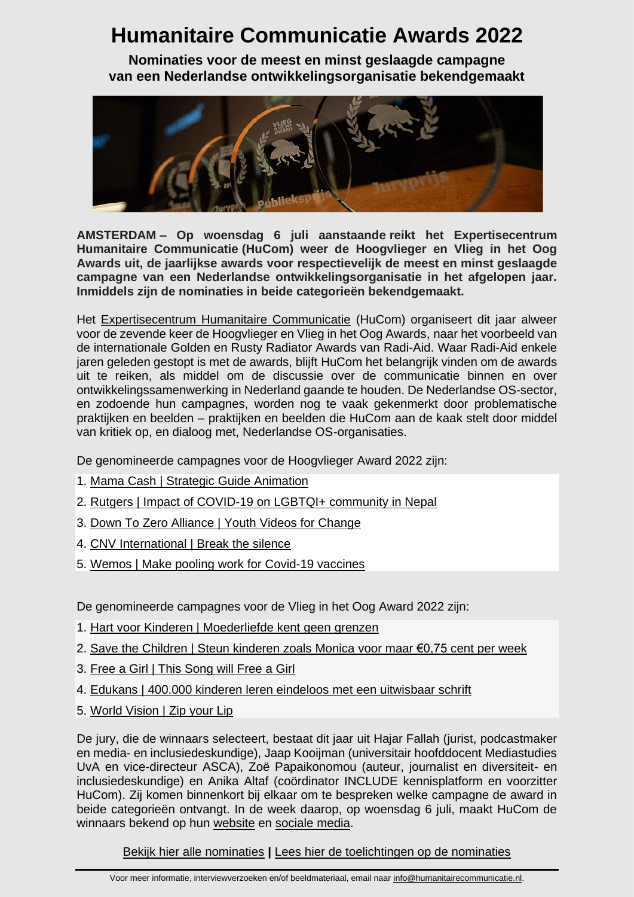# Humanitaire Communicatie Awards 2022

**Nominaties voor de meest en minst geslaagde campagne van een Nederlandse ontwikkelingsorganisatie bekendgemaakt**

**AMSTERDAM – Op woensdag 6 juli aanstaande reikt het Expertisecentrum Humanitaire Communicatie (HuCom) weer de Hoogvlieger en Vlieg in het Oog Awards uit, de jaarlijkse awards voor respectievelijk de meest en minst geslaagde campagne van een Nederlandse ontwikkelingsorganisatie in het afgelopen jaar. Inmiddels zijn de nominaties in beide categorieën bekendgemaakt.**

Het Expertisecentrum Humanitaire Communicatie (HuCom) organiseert dit jaar alweer voor de zevende keer de Hoogvlieger en Vlieg in het Oog Awards, naar het voorbeeld van de internationale Golden en Rusty Radiator Awards van Radi-Aid. Waar Radi-Aid enkele jaren geleden gestopt is met de awards, blijft HuCom het belangrijk vinden om de awards uit te reiken, als middel om de discussie over de communicatie binnen en over ontwikkelingssamenwerking in Nederland gaande te houden. De Nederlandse OS-sector, en zodoende hun campagnes, worden nog te vaak gekenmerkt door problematische praktijken en beelden – praktijken en beelden die HuCom aan de kaak stelt door middel van kritiek op, en dialoog met, Nederlandse OS-organisaties.

De genomineerde campagnes voor de Hoogvlieger Award 2022 zijn:

1. Mama Cash | Strategic Guide Animation
2. Rutgers | Impact of COVID-19 on LGBTQI+ community in Nepal
3. Down To Zero Alliance | Youth Videos for Change
4. CNV International | Break the silence
5. Wemos | Make pooling work for Covid-19 vaccines

De genomineerde campagnes voor de Vlieg in het Oog Award 2022 zijn:

1. Hart voor Kinderen | Moederliefde kent geen grenzen
2. Save the Children | Steun kinderen zoals Monica voor maar €0,75 cent per week
3. Free a Girl | This Song will Free a Girl
4. Edukans | 400.000 kinderen leren eindeloos met een uitwisbaar schrift
5. World Vision | Zip your Lip

De jury, die de winnaars selecteert, bestaat dit jaar uit Hajar Fallah (jurist, podcastmaker en media- en inclusiedeskundige), Jaap Kooijman (universitair hoofddocent Mediastudies UvA en vice-directeur ASCA), Zoë Papaikonomou (auteur, journalist en diversiteit- en inclusiedeskundige) en Anika Altaf (coördinator INCLUDE kennisplatform en voorzitter HuCom). Zij komen binnenkort bij elkaar om te bespreken welke campagne de award in beide categorieën ontvangt. In de week daarop, op woensdag 6 juli, maakt HuCom de winnaars bekend op hun website en sociale media.

Bekijk hier alle nominaties **|** Lees hier de toelichtingen op de nominaties

---

Voor meer informatie, interviewverzoeken en/of beeldmateriaal, email naar info@humanitairecommunicatie.nl.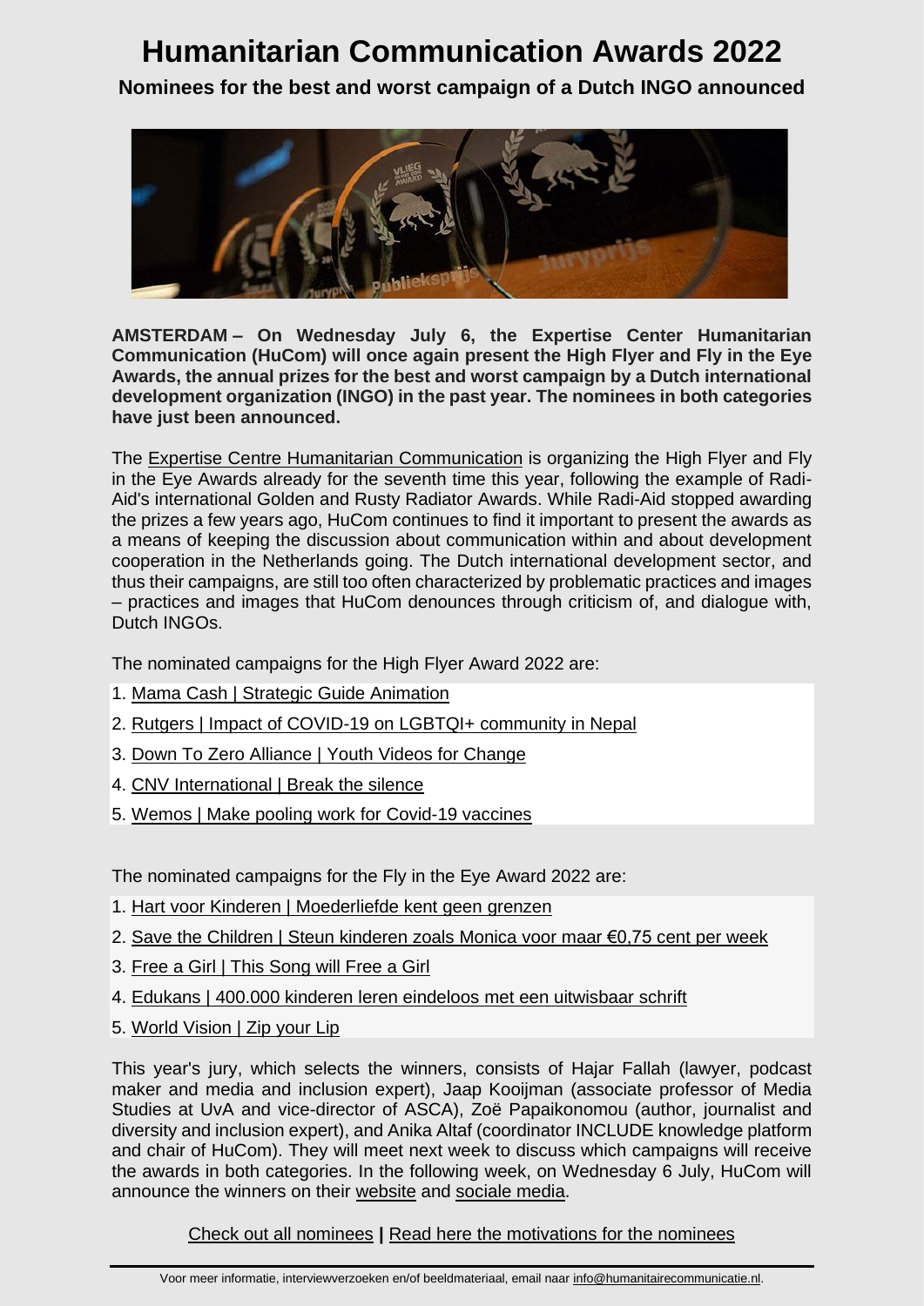# Humanitarian Communication Awards 2022

**Nominees for the best and worst campaign of a Dutch INGO announced**

**AMSTERDAM – On Wednesday July 6, the Expertise Center Humanitarian Communication (HuCom) will once again present the High Flyer and Fly in the Eye Awards, the annual prizes for the best and worst campaign by a Dutch international development organization (INGO) in the past year. The nominees in both categories have just been announced.**

The Expertise Centre Humanitarian Communication is organizing the High Flyer and Fly in the Eye Awards already for the seventh time this year, following the example of Radi-Aid's international Golden and Rusty Radiator Awards. While Radi-Aid stopped awarding the prizes a few years ago, HuCom continues to find it important to present the awards as a means of keeping the discussion about communication within and about development cooperation in the Netherlands going. The Dutch international development sector, and thus their campaigns, are still too often characterized by problematic practices and images – practices and images that HuCom denounces through criticism of, and dialogue with, Dutch INGOs.

The nominated campaigns for the High Flyer Award 2022 are:

1. Mama Cash | Strategic Guide Animation
2. Rutgers | Impact of COVID-19 on LGBTQI+ community in Nepal
3. Down To Zero Alliance | Youth Videos for Change
4. CNV International | Break the silence
5. Wemos | Make pooling work for Covid-19 vaccines

The nominated campaigns for the Fly in the Eye Award 2022 are:

1. Hart voor Kinderen | Moederliefde kent geen grenzen
2. Save the Children | Steun kinderen zoals Monica voor maar €0,75 cent per week
3. Free a Girl | This Song will Free a Girl
4. Edukans | 400.000 kinderen leren eindeloos met een uitwisbaar schrift
5. World Vision | Zip your Lip

This year's jury, which selects the winners, consists of Hajar Fallah (lawyer, podcast maker and media and inclusion expert), Jaap Kooijman (associate professor of Media Studies at UvA and vice-director of ASCA), Zoë Papaikonomou (author, journalist and diversity and inclusion expert), and Anika Altaf (coordinator INCLUDE knowledge platform and chair of HuCom). They will meet next week to discuss which campaigns will receive the awards in both categories. In the following week, on Wednesday 6 July, HuCom will announce the winners on their website and sociale media.

Check out all nominees **|** Read here the motivations for the nominees

Voor meer informatie, interviewverzoeken en/of beeldmateriaal, email naar info@humanitairecommunicatie.nl.